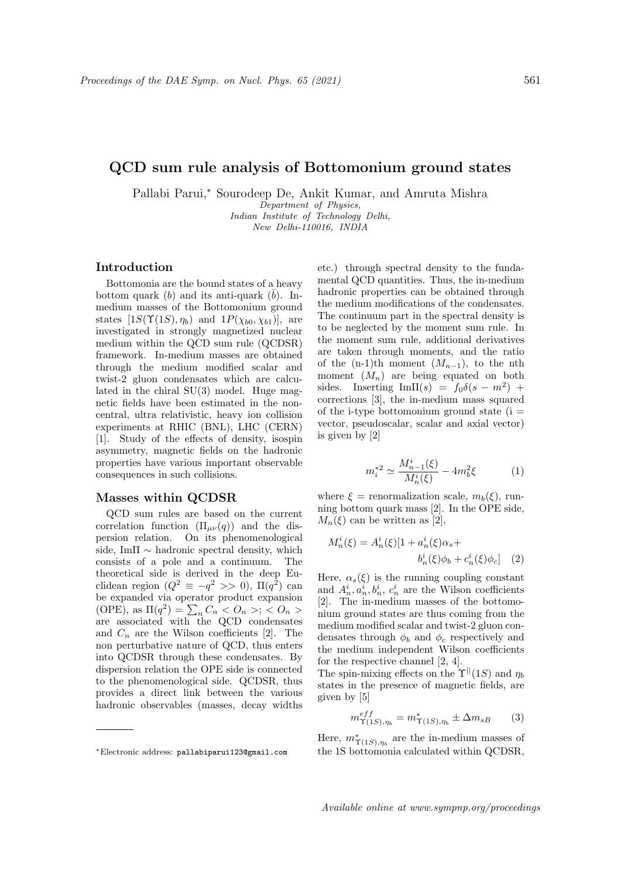# QCD sum rule analysis of Bottomonium ground states

Pallabi Parui,* Sourodeep De, Ankit Kumar, and Amruta Mishra

*Department of Physics, Indian Institute of Technology Delhi, New Delhi-110016, INDIA*

## Introduction

Bottomonia are the bound states of a heavy bottom quark ($b$) and its anti-quark ($\bar{b}$). In-medium masses of the Bottomonium ground states [$1S(\Upsilon(1S), \eta_b)$ and $1P(\chi_{b0}, \chi_{b1})$], are investigated in strongly magnetized nuclear medium within the QCD sum rule (QCDSR) framework. In-medium masses are obtained through the medium modified scalar and twist-2 gluon condensates which are calculated in the chiral SU(3) model. Huge magnetic fields have been estimated in the non-central, ultra relativistic, heavy ion collision experiments at RHIC (BNL), LHC (CERN) [1]. Study of the effects of density, isospin asymmetry, magnetic fields on the hadronic properties have various important observable consequences in such collisions.

## Masses within QCDSR

QCD sum rules are based on the current correlation function ($\Pi_{\mu\nu}(q)$) and the dispersion relation. On its phenomenological side, Im$\Pi \sim$ hadronic spectral density, which consists of a pole and a continuum. The theoretical side is derived in the deep Euclidean region ($Q^2 \equiv -q^2 >> 0$), $\Pi(q^2)$ can be expanded via operator product expansion (OPE), as $\Pi(q^2) = \sum_n C_n < O_n >$; $< O_n >$ are associated with the QCD condensates and $C_n$ are the Wilson coefficients [2]. The non perturbative nature of QCD, thus enters into QCDSR through these condensates. By dispersion relation the OPE side is connected to the phenomenological side. QCDSR, thus provides a direct link between the various hadronic observables (masses, decay widths etc.) through spectral density to the fundamental QCD quantities. Thus, the in-medium hadronic properties can be obtained through the medium modifications of the condensates. The continuum part in the spectral density is to be neglected by the moment sum rule. In the moment sum rule, additional derivatives are taken through moments, and the ratio of the (n-1)th moment ($M_{n-1}$), to the nth moment ($M_n$) are being equated on both sides. Inserting Im$\Pi(s) = f_0\delta(s - m^2)$ + corrections [3], the in-medium mass squared of the i-type bottomonium ground state (i = vector, pseudoscalar, scalar and axial vector) is given by [2]

$$m_i^{*2} \simeq \frac{M_{n-1}^i(\xi)}{M_n^i(\xi)} - 4m_b^2\xi \qquad (1)$$

where $\xi$ = renormalization scale, $m_b(\xi)$, running bottom quark mass [2]. In the OPE side, $M_n(\xi)$ can be written as [2],

$$M_n^i(\xi) = A_n^i(\xi)[1 + a_n^i(\xi)\alpha_s + b_n^i(\xi)\phi_b + c_n^i(\xi)\phi_c] \qquad (2)$$

Here, $\alpha_s(\xi)$ is the running coupling constant and $A_n^i, a_n^i, b_n^i$, $c_n^i$ are the Wilson coefficients [2]. The in-medium masses of the bottomonium ground states are thus coming from the medium modified scalar and twist-2 gluon condensates through $\phi_b$ and $\phi_c$ respectively and the medium independent Wilson coefficients for the respective channel [2, 4].

The spin-mixing effects on the $\Upsilon^{||}(1S)$ and $\eta_b$ states in the presence of magnetic fields, are given by [5]

$$m^{eff}_{\Upsilon(1S),\eta_b} = m^*_{\Upsilon(1S),\eta_b} \pm \Delta m_{sB} \qquad (3)$$

Here, $m^*_{\Upsilon(1S),\eta_b}$ are the in-medium masses of the 1S bottomonia calculated within QCDSR,

*Electronic address: pallabiparui123@gmail.com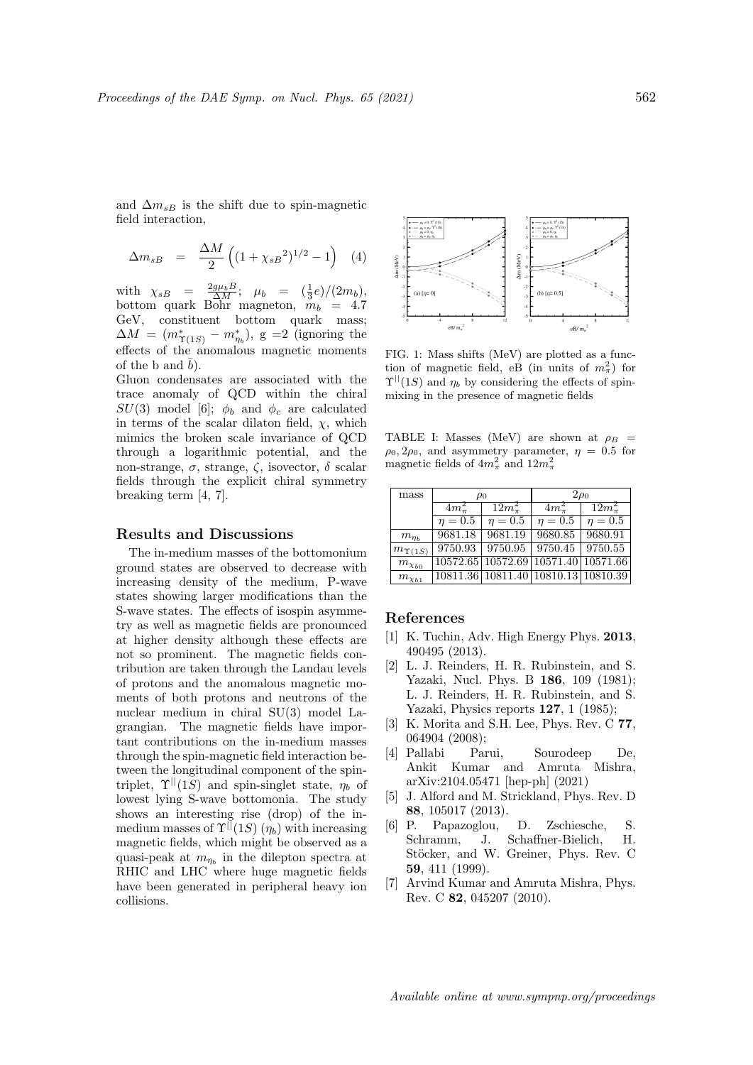and $\Delta m_{sB}$ is the shift due to spin-magnetic field interaction,

$$\Delta m_{sB} = \frac{\Delta M}{2}\left((1+\chi_{sB}{}^2)^{1/2}-1\right) \quad (4)$$

with $\chi_{sB} = \frac{2g\mu_b B}{\Delta M}$; $\mu_b = (\frac{1}{3}e)/(2m_b)$, bottom quark Bohr magneton, $m_b = 4.7$ GeV, constituent bottom quark mass; $\Delta M = (m^*_{\Upsilon(1S)} - m^*_{\eta_b})$, g =2 (ignoring the effects of the anomalous magnetic moments of the b and $\bar{b}$).

Gluon condensates are associated with the trace anomaly of QCD within the chiral $SU(3)$ model [6]; $\phi_b$ and $\phi_c$ are calculated in terms of the scalar dilaton field, $\chi$, which mimics the broken scale invariance of QCD through a logarithmic potential, and the non-strange, $\sigma$, strange, $\zeta$, isovector, $\delta$ scalar fields through the explicit chiral symmetry breaking term [4, 7].

## Results and Discussions

The in-medium masses of the bottomonium ground states are observed to decrease with increasing density of the medium, P-wave states showing larger modifications than the S-wave states. The effects of isospin asymmetry as well as magnetic fields are pronounced at higher density although these effects are not so prominent. The magnetic fields contribution are taken through the Landau levels of protons and the anomalous magnetic moments of both protons and neutrons of the nuclear medium in chiral SU(3) model Lagrangian. The magnetic fields have important contributions on the in-medium masses through the spin-magnetic field interaction between the longitudinal component of the spin-triplet, $\Upsilon^{||}(1S)$ and spin-singlet state, $\eta_b$ of lowest lying S-wave bottomonia. The study shows an interesting rise (drop) of the in-medium masses of $\Upsilon^{||}(1S)$ ($\eta_b$) with increasing magnetic fields, which might be observed as a quasi-peak at $m_{\eta_b}$ in the dilepton spectra at RHIC and LHC where huge magnetic fields have been generated in peripheral heavy ion collisions.

(a) [η= 0]

(b) [η= 0.5]

Δm (MeV)

eB/ m_π²

FIG. 1: Mass shifts (MeV) are plotted as a function of magnetic field, eB (in units of $m_\pi^2$) for $\Upsilon^{||}(1S)$ and $\eta_b$ by considering the effects of spin-mixing in the presence of magnetic fields

TABLE I: Masses (MeV) are shown at $\rho_B = \rho_0, 2\rho_0$, and asymmetry parameter, $\eta = 0.5$ for magnetic fields of $4m_\pi^2$ and $12m_\pi^2$

| mass | $\rho_0$ | | $2\rho_0$ | |
|---|---|---|---|---|
| | $4m_\pi^2$ | $12m_\pi^2$ | $4m_\pi^2$ | $12m_\pi^2$ |
| | $\eta = 0.5$ | $\eta = 0.5$ | $\eta = 0.5$ | $\eta = 0.5$ |
| $m_{\eta_b}$ | 9681.18 | 9681.19 | 9680.85 | 9680.91 |
| $m_{\Upsilon(1S)}$ | 9750.93 | 9750.95 | 9750.45 | 9750.55 |
| $m_{\chi_{b0}}$ | 10572.65 | 10572.69 | 10571.40 | 10571.66 |
| $m_{\chi_{b1}}$ | 10811.36 | 10811.40 | 10810.13 | 10810.39 |

## References

[1] K. Tuchin, Adv. High Energy Phys. **2013**, 490495 (2013).

[2] L. J. Reinders, H. R. Rubinstein, and S. Yazaki, Nucl. Phys. B **186**, 109 (1981); L. J. Reinders, H. R. Rubinstein, and S. Yazaki, Physics reports **127**, 1 (1985);

[3] K. Morita and S.H. Lee, Phys. Rev. C **77**, 064904 (2008);

[4] Pallabi Parui, Sourodeep De, Ankit Kumar and Amruta Mishra, arXiv:2104.05471 [hep-ph] (2021)

[5] J. Alford and M. Strickland, Phys. Rev. D **88**, 105017 (2013).

[6] P. Papazoglou, D. Zschiesche, S. Schramm, J. Schaffner-Bielich, H. Stöcker, and W. Greiner, Phys. Rev. C **59**, 411 (1999).

[7] Arvind Kumar and Amruta Mishra, Phys. Rev. C **82**, 045207 (2010).